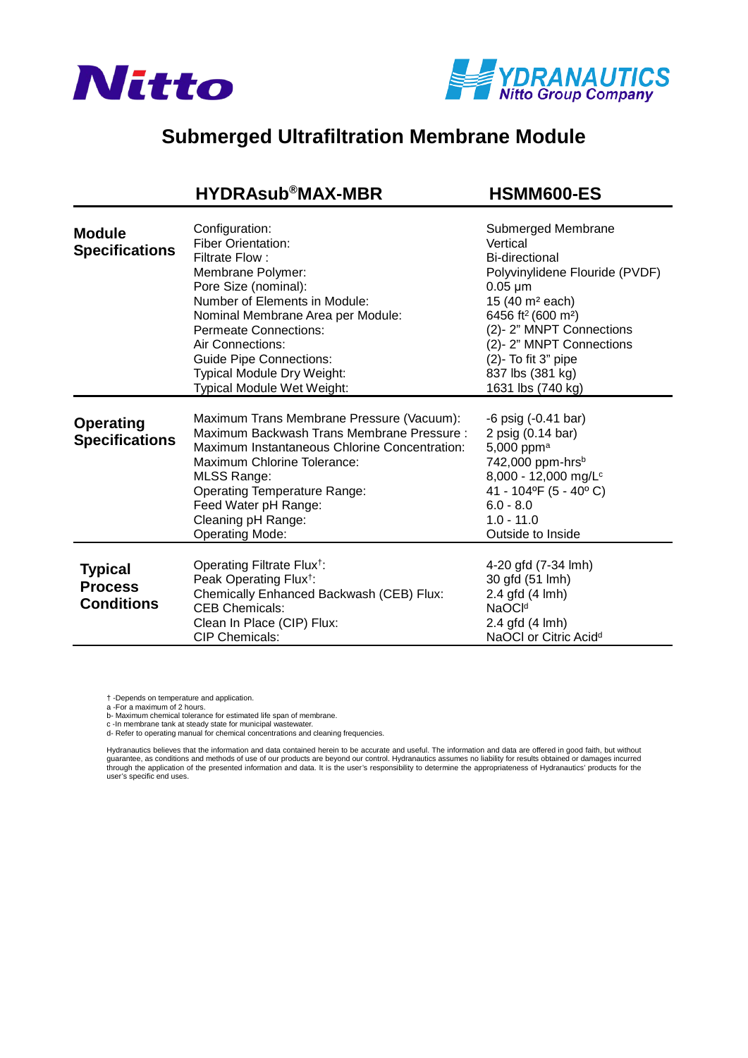Nitto

HYDRANAUTICS
Nitto Group Company

# Submerged Ultrafiltration Membrane Module

| | HYDRAsub®MAX-MBR | HSMM600-ES |
|---|---|---|
| **Module Specifications** | Configuration: | Submerged Membrane |
| | Fiber Orientation: | Vertical |
| | Filtrate Flow : | Bi-directional |
| | Membrane Polymer: | Polyvinylidene Flouride (PVDF) |
| | Pore Size (nominal): | 0.05 µm |
| | Number of Elements in Module: | 15 (40 m² each) |
| | Nominal Membrane Area per Module: | 6456 ft² (600 m²) |
| | Permeate Connections: | (2)- 2" MNPT Connections |
| | Air Connections: | (2)- 2" MNPT Connections |
| | Guide Pipe Connections: | (2)- To fit 3" pipe |
| | Typical Module Dry Weight: | 837 lbs (381 kg) |
| | Typical Module Wet Weight: | 1631 lbs (740 kg) |
| **Operating Specifications** | Maximum Trans Membrane Pressure (Vacuum): | -6 psig (-0.41 bar) |
| | Maximum Backwash Trans Membrane Pressure : | 2 psig (0.14 bar) |
| | Maximum Instantaneous Chlorine Concentration: | 5,000 ppm[a] |
| | Maximum Chlorine Tolerance: | 742,000 ppm-hrs[b] |
| | MLSS Range: | 8,000 - 12,000 mg/L[c] |
| | Operating Temperature Range: | 41 - 104ºF (5 - 40º C) |
| | Feed Water pH Range: | 6.0 - 8.0 |
| | Cleaning pH Range: | 1.0 - 11.0 |
| | Operating Mode: | Outside to Inside |
| **Typical Process Conditions** | Operating Filtrate Flux†: | 4-20 gfd (7-34 lmh) |
| | Peak Operating Flux†: | 30 gfd (51 lmh) |
| | Chemically Enhanced Backwash (CEB) Flux: | 2.4 gfd (4 lmh) |
| | CEB Chemicals: | NaOCl[d] |
| | Clean In Place (CIP) Flux: | 2.4 gfd (4 lmh) |
| | CIP Chemicals: | NaOCl or Citric Acid[d] |

† -Depends on temperature and application.
a -For a maximum of 2 hours.
b- Maximum chemical tolerance for estimated life span of membrane.
c -In membrane tank at steady state for municipal wastewater.
d- Refer to operating manual for chemical concentrations and cleaning frequencies.

Hydranautics believes that the information and data contained herein to be accurate and useful. The information and data are offered in good faith, but without guarantee, as conditions and methods of use of our products are beyond our control. Hydranautics assumes no liability for results obtained or damages incurred through the application of the presented information and data. It is the user's responsibility to determine the appropriateness of Hydranautics' products for the user's specific end uses.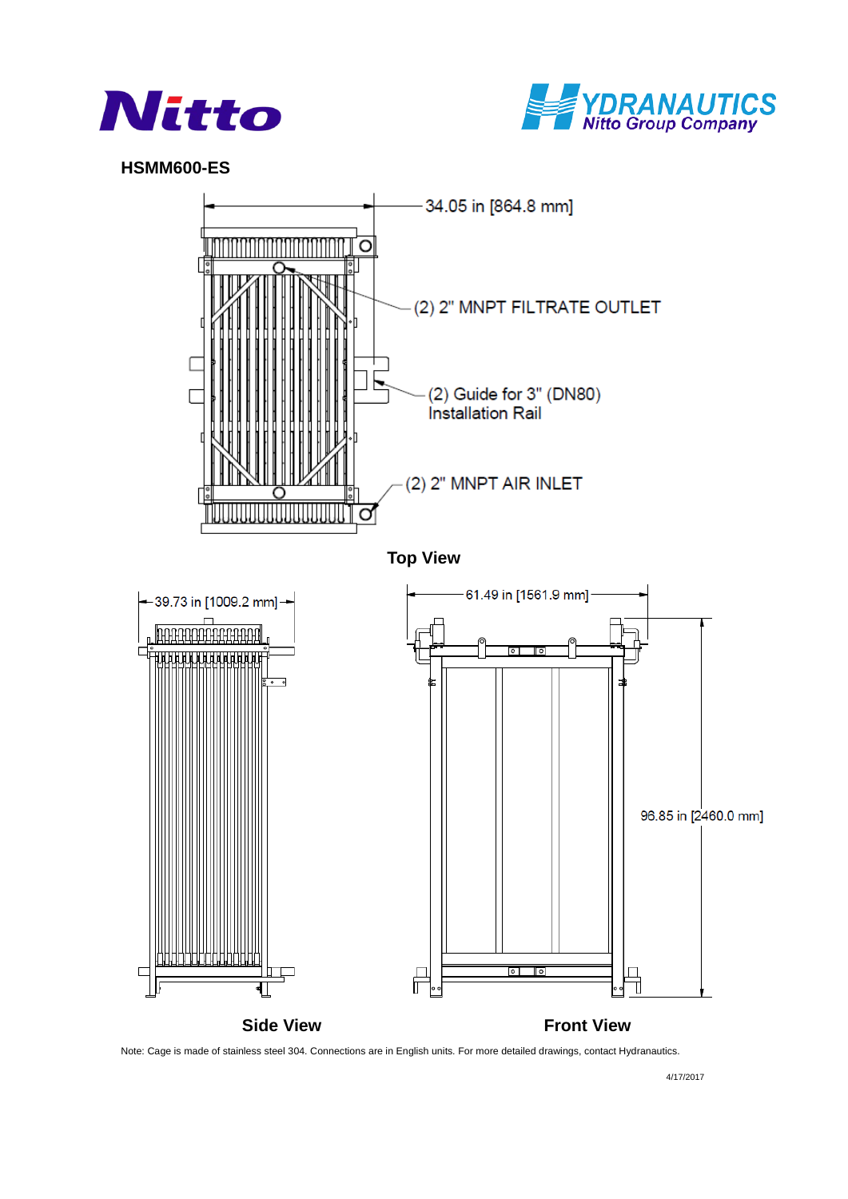Nitto

HYDRANAUTICS
Nitto Group Company

**HSMM600-ES**

34.05 in [864.8 mm]

(2) 2" MNPT FILTRATE OUTLET

(2) Guide for 3" (DN80) Installation Rail

(2) 2" MNPT AIR INLET

**Top View**

39.73 in [1009.2 mm]

61.49 in [1561.9 mm]

96.85 in [2460.0 mm]

**Side View**

**Front View**

Note: Cage is made of stainless steel 304. Connections are in English units. For more detailed drawings, contact Hydranautics.

4/17/2017